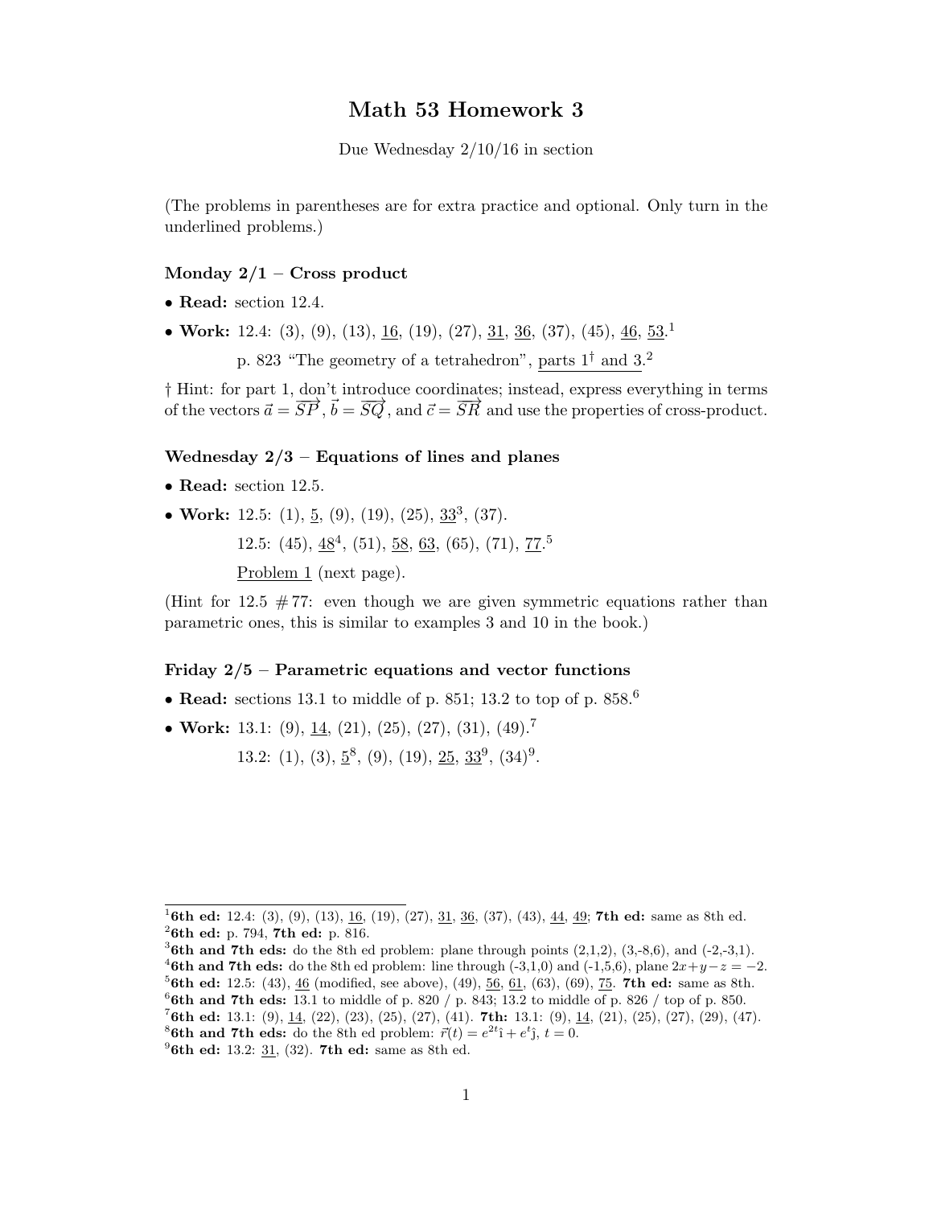# Math 53 Homework 3

Due Wednesday 2/10/16 in section

(The problems in parentheses are for extra practice and optional. Only turn in the underlined problems.)

### Monday 2/1 – Cross product

- **Read:** section 12.4.
- **Work:** 12.4: (3), (9), (13), <u>16</u>, (19), (27), <u>31</u>, <u>36</u>, (37), (45), <u>46</u>, <u>53</u>.[1]

  p. 823 "The geometry of a tetrahedron", <u>parts 1† and 3</u>.[2]

† Hint: for part 1, don't introduce coordinates; instead, express everything in terms of the vectors $\vec{a} = \overrightarrow{SP}$, $\vec{b} = \overrightarrow{SQ}$, and $\vec{c} = \overrightarrow{SR}$ and use the properties of cross-product.

### Wednesday 2/3 – Equations of lines and planes

- **Read:** section 12.5.
- **Work:** 12.5: (1), <u>5</u>, (9), (19), (25), <u>33</u>[3], (37).

  12.5: (45), <u>48</u>[4], (51), <u>58</u>, <u>63</u>, (65), (71), <u>77</u>.[5]

  <u>Problem 1</u> (next page).

(Hint for 12.5 # 77: even though we are given symmetric equations rather than parametric ones, this is similar to examples 3 and 10 in the book.)

### Friday 2/5 – Parametric equations and vector functions

- **Read:** sections 13.1 to middle of p. 851; 13.2 to top of p. 858.[6]
- **Work:** 13.1: (9), <u>14</u>, (21), (25), (27), (31), (49).[7]

  13.2: (1), (3), <u>5</u>[8], (9), (19), <u>25</u>, <u>33</u>[9], (34)[9].

---

[1] **6th ed:** 12.4: (3), (9), (13), <u>16</u>, (19), (27), <u>31</u>, <u>36</u>, (37), (43), <u>44</u>, <u>49</u>; **7th ed:** same as 8th ed.

[2] **6th ed:** p. 794, **7th ed:** p. 816.

[3] **6th and 7th eds:** do the 8th ed problem: plane through points (2,1,2), (3,-8,6), and (-2,-3,1).

[4] **6th and 7th eds:** do the 8th ed problem: line through (-3,1,0) and (-1,5,6), plane $2x+y-z=-2$.

[5] **6th ed:** 12.5: (43), <u>46</u> (modified, see above), (49), <u>56</u>, <u>61</u>, (63), (69), <u>75</u>. **7th ed:** same as 8th.

[6] **6th and 7th eds:** 13.1 to middle of p. 820 / p. 843; 13.2 to middle of p. 826 / top of p. 850.

[7] **6th ed:** 13.1: (9), <u>14</u>, (22), (23), (25), (27), (41). **7th:** 13.1: (9), <u>14</u>, (21), (25), (27), (29), (47).

[8] **6th and 7th eds:** do the 8th ed problem: $\vec{r}(t) = e^{2t}\hat{\imath} + e^{t}\hat{\jmath}$, $t = 0$.

[9] **6th ed:** 13.2: <u>31</u>, (32). **7th ed:** same as 8th ed.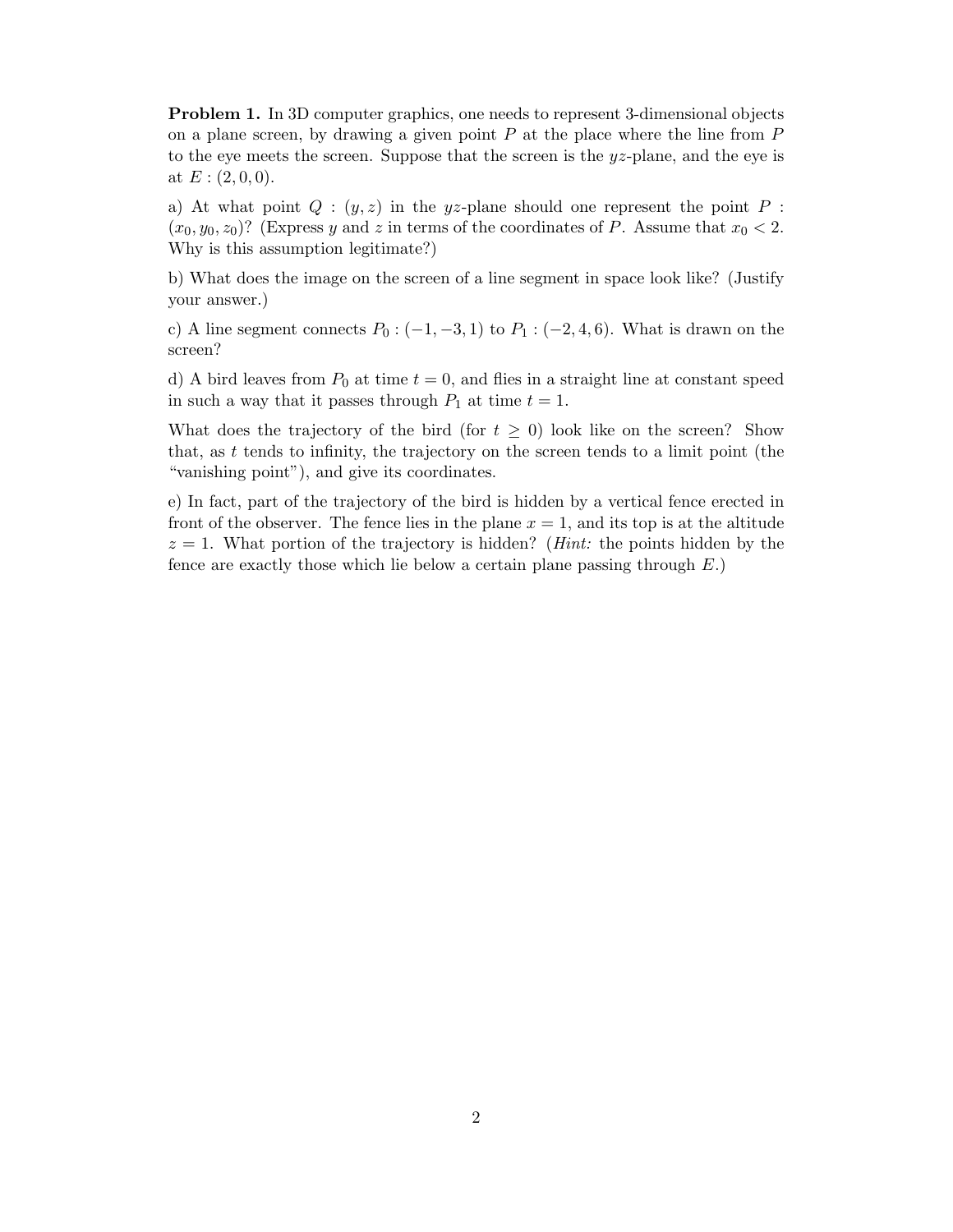**Problem 1.** In 3D computer graphics, one needs to represent 3-dimensional objects on a plane screen, by drawing a given point $P$ at the place where the line from $P$ to the eye meets the screen. Suppose that the screen is the $yz$-plane, and the eye is at $E : (2, 0, 0)$.

a) At what point $Q : (y, z)$ in the $yz$-plane should one represent the point $P : (x_0, y_0, z_0)$? (Express $y$ and $z$ in terms of the coordinates of $P$. Assume that $x_0 < 2$. Why is this assumption legitimate?)

b) What does the image on the screen of a line segment in space look like? (Justify your answer.)

c) A line segment connects $P_0 : (-1, -3, 1)$ to $P_1 : (-2, 4, 6)$. What is drawn on the screen?

d) A bird leaves from $P_0$ at time $t = 0$, and flies in a straight line at constant speed in such a way that it passes through $P_1$ at time $t = 1$.

What does the trajectory of the bird (for $t \geq 0$) look like on the screen? Show that, as $t$ tends to infinity, the trajectory on the screen tends to a limit point (the "vanishing point"), and give its coordinates.

e) In fact, part of the trajectory of the bird is hidden by a vertical fence erected in front of the observer. The fence lies in the plane $x = 1$, and its top is at the altitude $z = 1$. What portion of the trajectory is hidden? (*Hint:* the points hidden by the fence are exactly those which lie below a certain plane passing through $E$.)